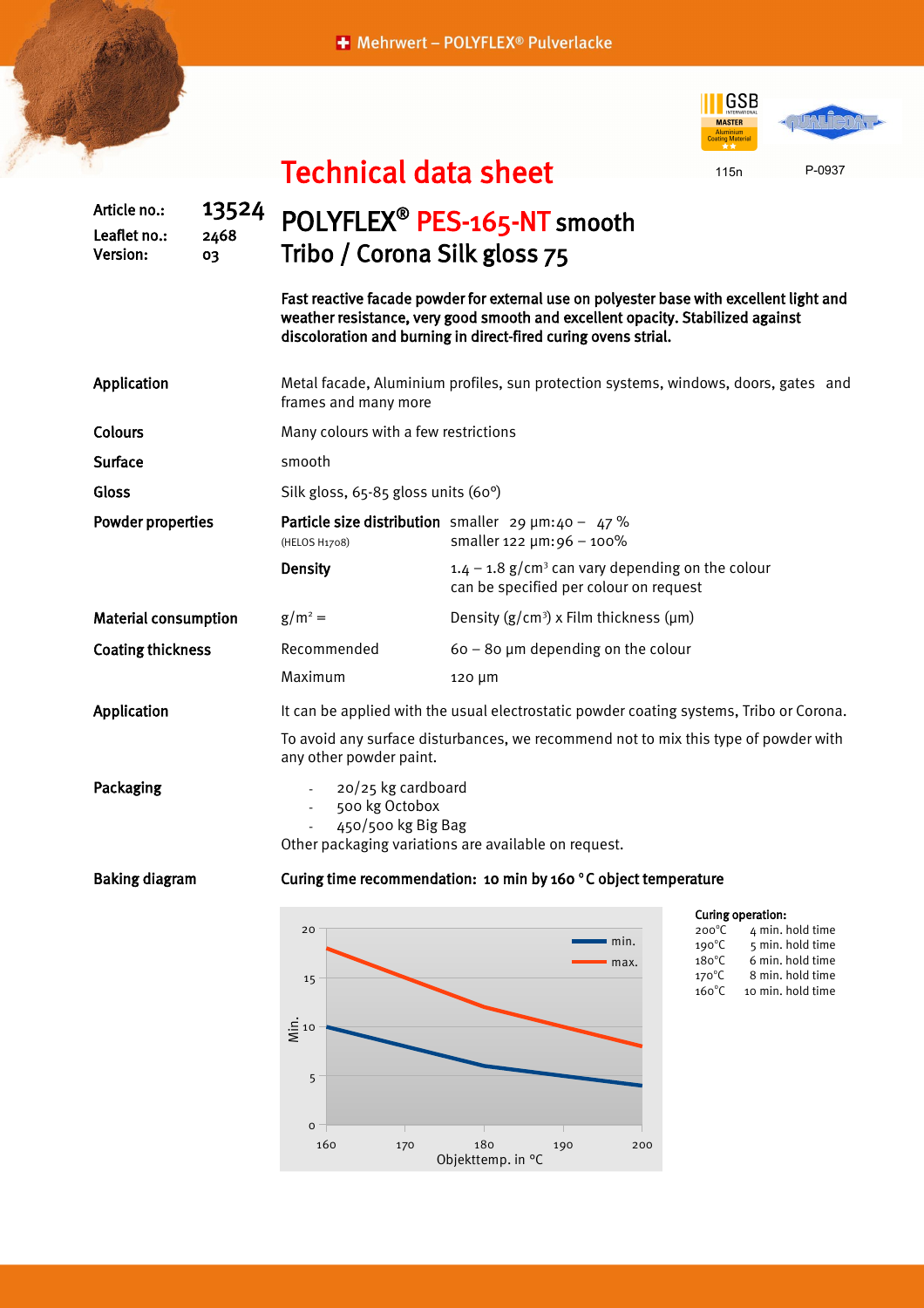Mehrwert – POLYFLEX® Pulverlacke

115n P-0937

# Technical data sheet

**Article no.:** 13524
**Leaflet no.:** 2468
**Version:** 03

## POLYFLEX® PES-165-NT smooth
## Tribo / Corona Silk gloss 75

**Fast reactive facade powder for external use on polyester base with excellent light and weather resistance, very good smooth and excellent opacity. Stabilized against discoloration and burning in direct-fired curing ovens strial.**

**Application**
Metal facade, Aluminium profiles, sun protection systems, windows, doors, gates and frames and many more

**Colours**
Many colours with a few restrictions

**Surface**
smooth

**Gloss**
Silk gloss, 65-85 gloss units (60°)

**Powder properties**

**Particle size distribution** (HELOS H1708)
smaller 29 µm: 40 – 47 %
smaller 122 µm: 96 – 100%

**Density**
1.4 – 1.8 g/cm³ can vary depending on the colour can be specified per colour on request

**Material consumption**
g/m² = Density (g/cm³) x Film thickness (µm)

**Coating thickness**
Recommended: 60 – 80 µm depending on the colour
Maximum: 120 µm

**Application**
It can be applied with the usual electrostatic powder coating systems, Tribo or Corona.

To avoid any surface disturbances, we recommend not to mix this type of powder with any other powder paint.

**Packaging**
- 20/25 kg cardboard
- 500 kg Octobox
- 450/500 kg Big Bag

Other packaging variations are available on request.

**Baking diagram**

**Curing time recommendation: 10 min by 160 °C object temperature**

| Objekttemp. in °C | min. (Min.) | max. (Min.) |
|---|---|---|
| 160 | 10 | 18 |
| 180 | 6 | 12 |
| 200 | 4 | 8 |

**Curing operation:**

| Temperature | Hold time |
|---|---|
| 200°C | 4 min. hold time |
| 190°C | 5 min. hold time |
| 180°C | 6 min. hold time |
| 170°C | 8 min. hold time |
| 160°C | 10 min. hold time |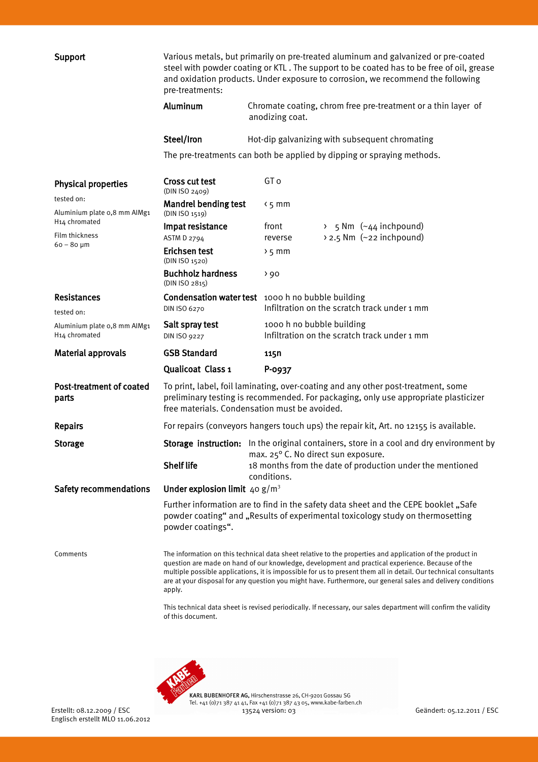**Support**

Various metals, but primarily on pre-treated aluminum and galvanized or pre-coated steel with powder coating or KTL . The support to be coated has to be free of oil, grease and oxidation products. Under exposure to corrosion, we recommend the following pre-treatments:

**Aluminum** Chromate coating, chrom free pre-treatment or a thin layer of anodizing coat.

**Steel/Iron** Hot-dip galvanizing with subsequent chromating

The pre-treatments can both be applied by dipping or spraying methods.

**Physical properties**

tested on:

Aluminium plate 0,8 mm AlMg1 H14 chromated

Film thickness 60 – 80 µm

| | | | |
|---|---|---|---|
| **Cross cut test** (DIN ISO 2409) | GT 0 | | |
| **Mandrel bending test** (DIN ISO 1519) | < 5 mm | | |
| **Impat resistance** ASTM D 2794 | front | > 5 Nm (~44 inchpound) | |
| | reverse | > 2.5 Nm (~22 inchpound) | |
| **Erichsen test** (DIN ISO 1520) | > 5 mm | | |
| **Buchholz hardness** (DIN ISO 2815) | > 90 | | |

**Resistances**

tested on:

Aluminium plate 0,8 mm AlMg1 H14 chromated

| | |
|---|---|
| **Condensation water test** DIN ISO 6270 | 1000 h no bubble building<br>Infiltration on the scratch track under 1 mm |
| **Salt spray test** DIN ISO 9227 | 1000 h no bubble building<br>Infiltration on the scratch track under 1 mm |

**Material approvals**

| | |
|---|---|
| **GSB Standard** | **115n** |
| **Qualicoat Class 1** | **P-0937** |

**Post-treatment of coated parts**

To print, label, foil laminating, over-coating and any other post-treatment, some preliminary testing is recommended. For packaging, only use appropriate plasticizer free materials. Condensation must be avoided.

**Repairs**

For repairs (conveyors hangers touch ups) the repair kit, Art. no 12155 is available.

**Storage**

**Storage instruction:** In the original containers, store in a cool and dry environment by max. 25° C. No direct sun exposure.

**Shelf life** 18 months from the date of production under the mentioned conditions.

**Safety recommendations**

**Under explosion limit** 40 g/m$^3$

Further information are to find in the safety data sheet and the CEPE booklet „Safe powder coating“ and „Results of experimental toxicology study on thermosetting powder coatings“.

Comments

The information on this technical data sheet relative to the properties and application of the product in question are made on hand of our knowledge, development and practical experience. Because of the multiple possible applications, it is impossible for us to present them all in detail. Our technical consultants are at your disposal for any question you might have. Furthermore, our general sales and delivery conditions apply.

This technical data sheet is revised periodically. If necessary, our sales department will confirm the validity of this document.

KABE Farben

**KARL BUBENHOFER AG,** Hirschenstrasse 26, CH-9201 Gossau SG
Tel. +41 (0)71 387 41 41, Fax +41 (0)71 387 43 05, www.kabe-farben.ch
13524 version: 03

Erstellt: 08.12.2009 / ESC
Englisch erstellt MLO 11.06.2012

Geändert: 05.12.2011 / ESC